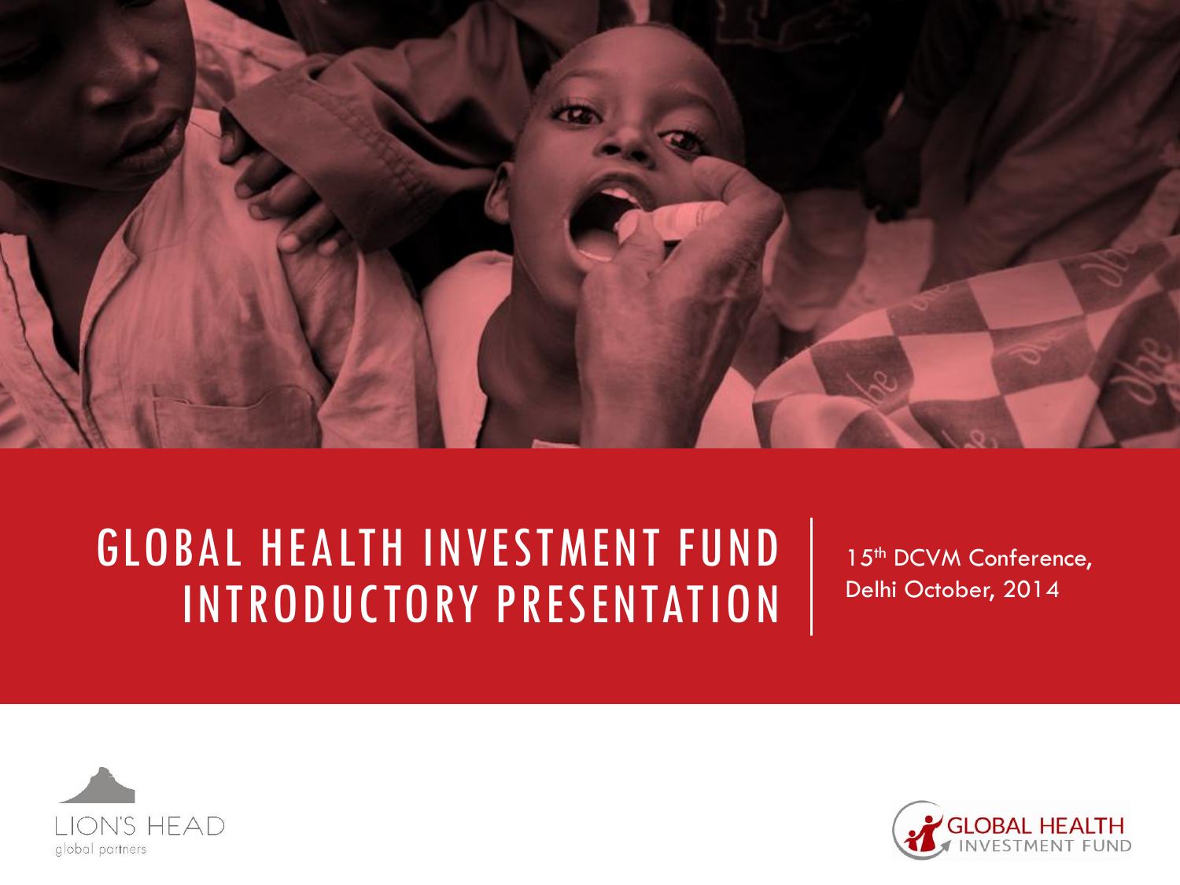# GLOBAL HEALTH INVESTMENT FUND INTRODUCTORY PRESENTATION

15th DCVM Conference, Delhi October, 2014

LION'S HEAD global partners

GLOBAL HEALTH INVESTMENT FUND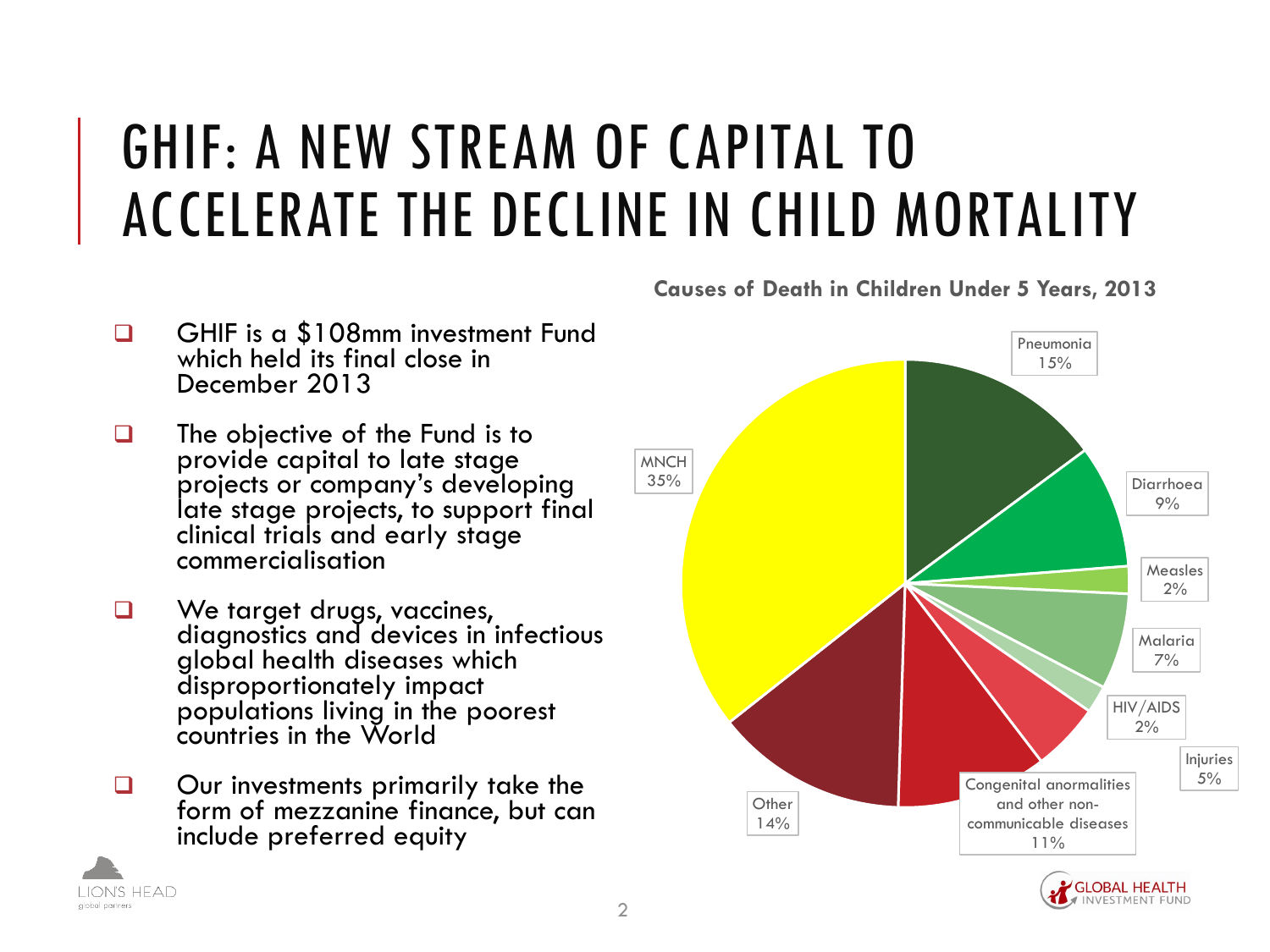# GHIF: A NEW STREAM OF CAPITAL TO ACCELERATE THE DECLINE IN CHILD MORTALITY

- GHIF is a $108mm investment Fund which held its final close in December 2013
- The objective of the Fund is to provide capital to late stage projects or company's developing late stage projects, to support final clinical trials and early stage commercialisation
- We target drugs, vaccines, diagnostics and devices in infectious global health diseases which disproportionately impact populations living in the poorest countries in the World
- Our investments primarily take the form of mezzanine finance, but can include preferred equity

**Causes of Death in Children Under 5 Years, 2013**

| Cause | Share |
| --- | --- |
| Pneumonia | 15% |
| Diarrhoea | 9% |
| Measles | 2% |
| Malaria | 7% |
| HIV/AIDS | 2% |
| Injuries | 5% |
| Congenital anormalities and other non-communicable diseases | 11% |
| Other | 14% |
| MNCH | 35% |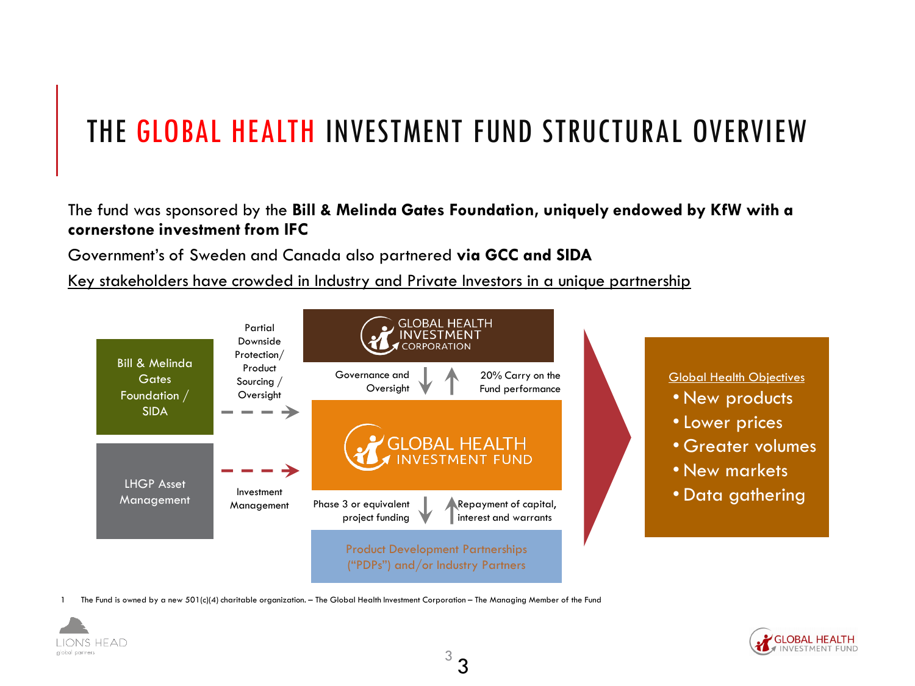# THE GLOBAL HEALTH INVESTMENT FUND STRUCTURAL OVERVIEW

The fund was sponsored by the **Bill & Melinda Gates Foundation, uniquely endowed by KfW with a cornerstone investment from IFC**

Government's of Sweden and Canada also partnered **via GCC and SIDA**

Key stakeholders have crowded in Industry and Private Investors in a unique partnership

Bill & Melinda Gates Foundation / SIDA

Partial Downside Protection/ Product Sourcing / Oversight

LHGP Asset Management

Investment Management

GLOBAL HEALTH INVESTMENT CORPORATION

Governance and Oversight

20% Carry on the Fund performance

GLOBAL HEALTH INVESTMENT FUND

Phase 3 or equivalent project funding

Repayment of capital, interest and warrants

Product Development Partnerships ("PDPs") and/or Industry Partners

Global Health Objectives

- New products
- Lower prices
- Greater volumes
- New markets
- Data gathering

1 The Fund is owned by a new 501(c)(4) charitable organization. – The Global Health Investment Corporation – The Managing Member of the Fund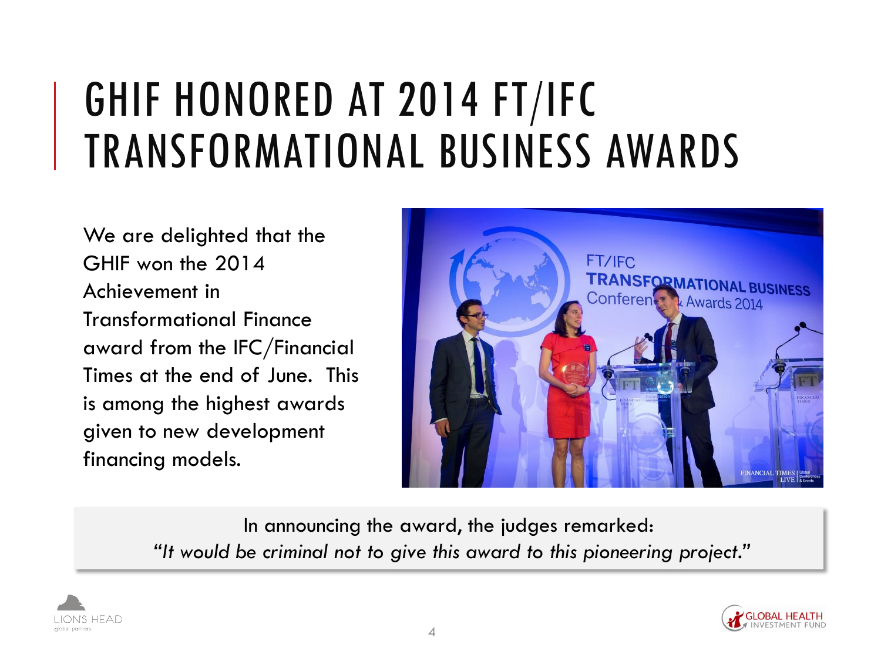# GHIF HONORED AT 2014 FT/IFC TRANSFORMATIONAL BUSINESS AWARDS

We are delighted that the GHIF won the 2014 Achievement in Transformational Finance award from the IFC/Financial Times at the end of June. This is among the highest awards given to new development financing models.

In announcing the award, the judges remarked:
*"It would be criminal not to give this award to this pioneering project."*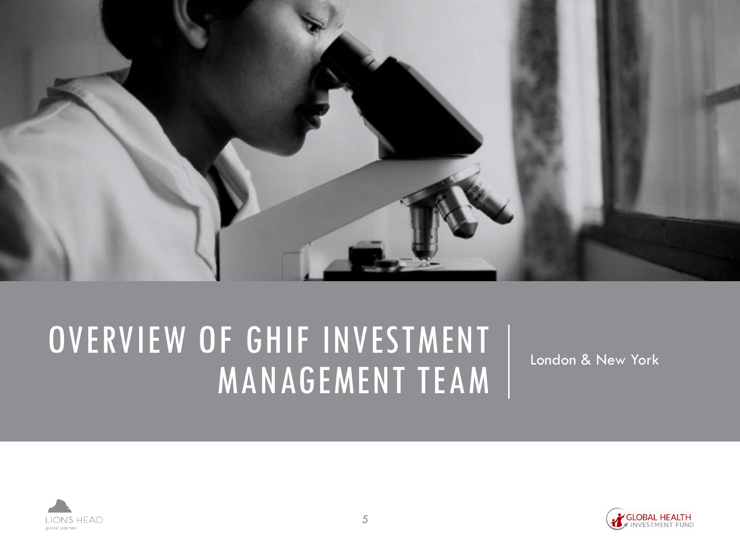# OVERVIEW OF GHIF INVESTMENT MANAGEMENT TEAM

London & New York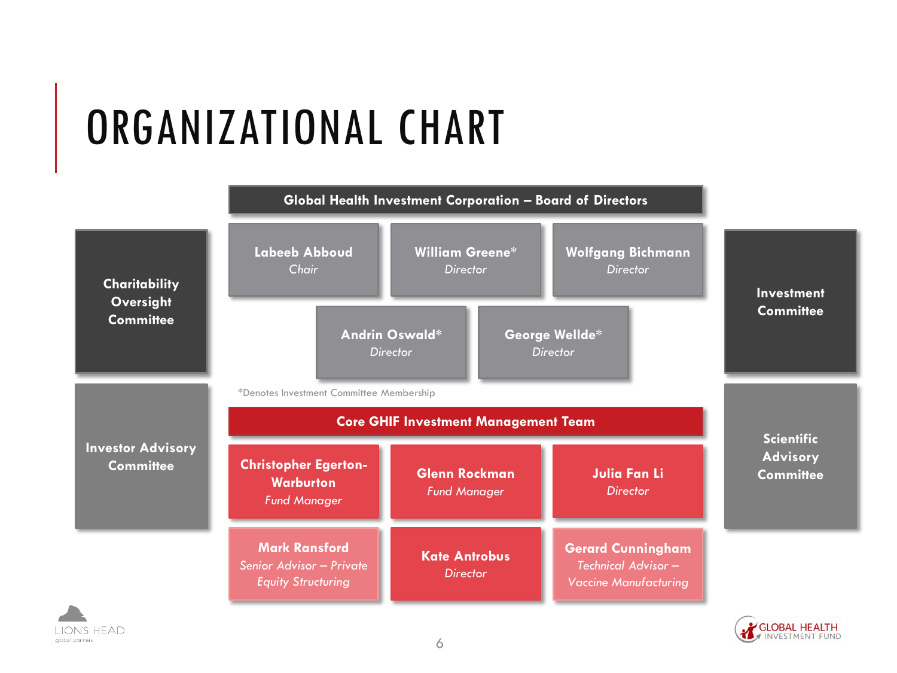# ORGANIZATIONAL CHART

## Global Health Investment Corporation – Board of Directors

- **Labeeb Abboud** – *Chair*
- **William Greene*** – *Director*
- **Wolfgang Bichmann** – *Director*
- **Andrin Oswald*** – *Director*
- **George Wellde*** – *Director*

*Denotes Investment Committee Membership

**Charitability Oversight Committee**

**Investment Committee**

**Investor Advisory Committee**

**Scientific Advisory Committee**

## Core GHIF Investment Management Team

- **Christopher Egerton-Warburton** – *Fund Manager*
- **Glenn Rockman** – *Fund Manager*
- **Julia Fan Li** – *Director*
- **Mark Ransford** – *Senior Advisor – Private Equity Structuring*
- **Kate Antrobus** – *Director*
- **Gerard Cunningham** – *Technical Advisor – Vaccine Manufacturing*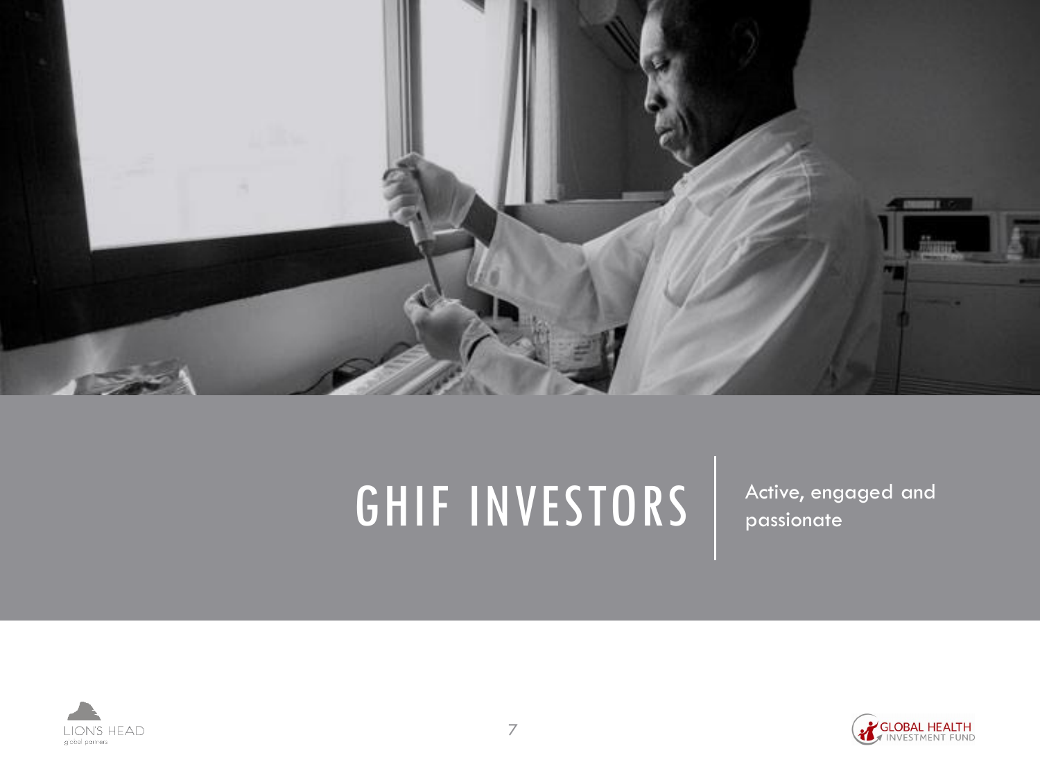# GHIF INVESTORS

Active, engaged and passionate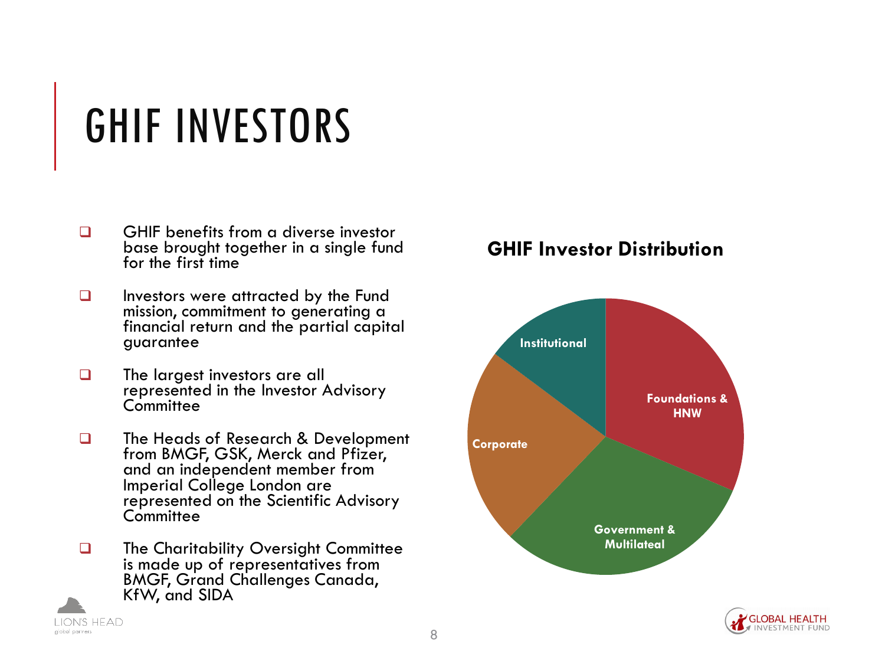# GHIF INVESTORS

- GHIF benefits from a diverse investor base brought together in a single fund for the first time
- Investors were attracted by the Fund mission, commitment to generating a financial return and the partial capital guarantee
- The largest investors are all represented in the Investor Advisory Committee
- The Heads of Research & Development from BMGF, GSK, Merck and Pfizer, and an independent member from Imperial College London are represented on the Scientific Advisory Committee
- The Charitability Oversight Committee is made up of representatives from BMGF, Grand Challenges Canada, KfW, and SIDA

**GHIF Investor Distribution**

Institutional

Foundations & HNW

Corporate

Government & Multilateal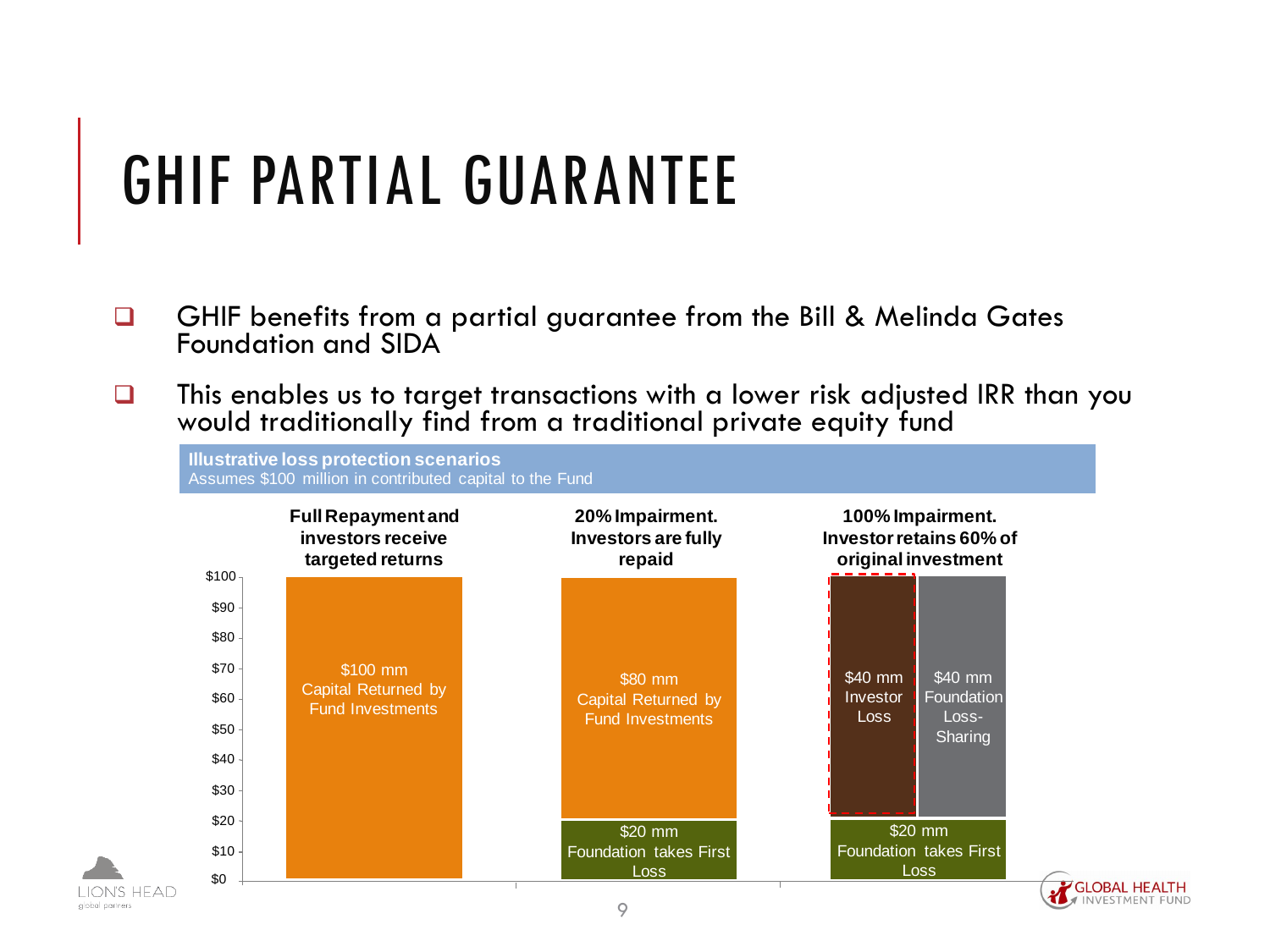# GHIF PARTIAL GUARANTEE

- GHIF benefits from a partial guarantee from the Bill & Melinda Gates Foundation and SIDA
- This enables us to target transactions with a lower risk adjusted IRR than you would traditionally find from a traditional private equity fund

**Illustrative loss protection scenarios**
Assumes $100 million in contributed capital to the Fund

| Full Repayment and investors receive targeted returns | 20% Impairment. Investors are fully repaid | 100% Impairment. Investor retains 60% of original investment |
|---|---|---|
| $100 mm Capital Returned by Fund Investments | $80 mm Capital Returned by Fund Investments | $40 mm Investor Loss; $40 mm Foundation Loss-Sharing |
| | $20 mm Foundation takes First Loss | $20 mm Foundation takes First Loss |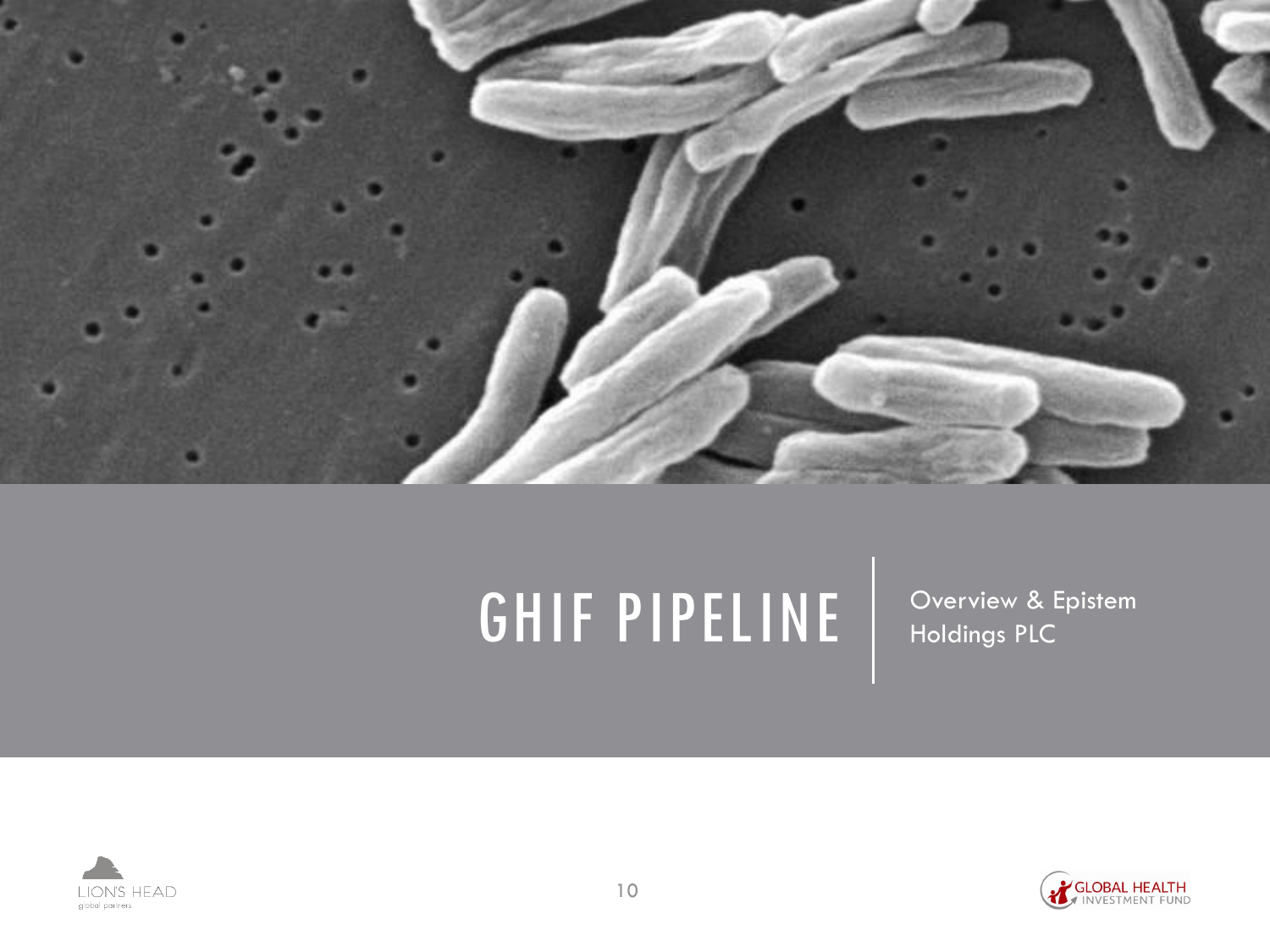# GHIF PIPELINE

Overview & Epistem Holdings PLC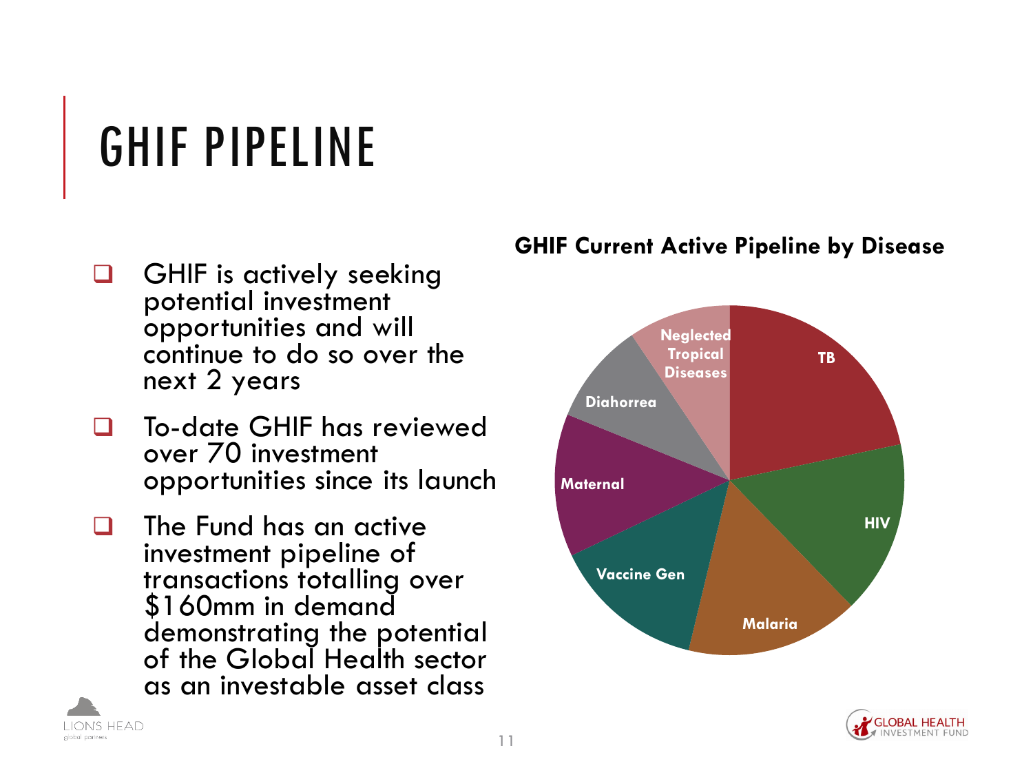# GHIF PIPELINE

- GHIF is actively seeking potential investment opportunities and will continue to do so over the next 2 years
- To-date GHIF has reviewed over 70 investment opportunities since its launch
- The Fund has an active investment pipeline of transactions totalling over $160mm in demand demonstrating the potential of the Global Health sector as an investable asset class

**GHIF Current Active Pipeline by Disease**

TB

HIV

Malaria

Vaccine Gen

Maternal

Diahorrea

Neglected Tropical Diseases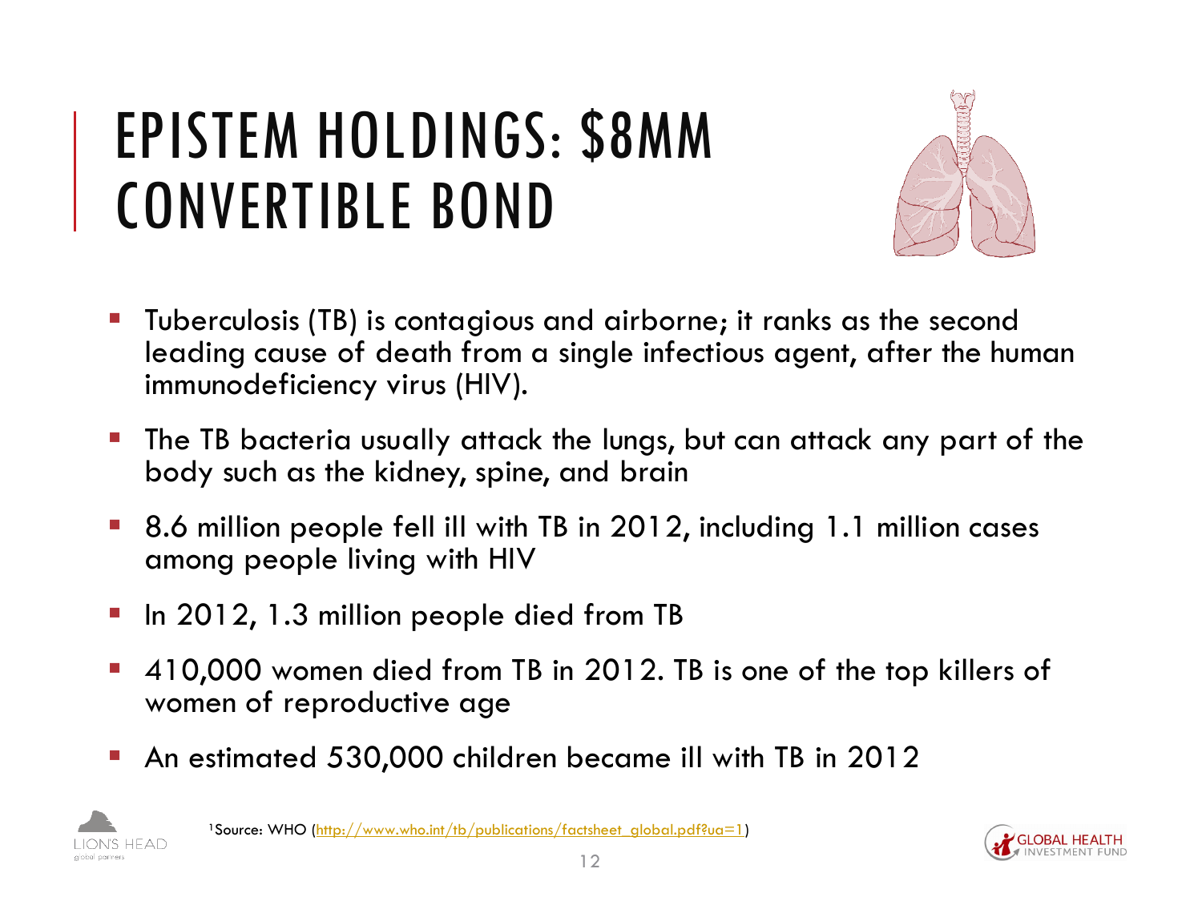# EPISTEM HOLDINGS: $8MM CONVERTIBLE BOND

- Tuberculosis (TB) is contagious and airborne; it ranks as the second leading cause of death from a single infectious agent, after the human immunodeficiency virus (HIV).
- The TB bacteria usually attack the lungs, but can attack any part of the body such as the kidney, spine, and brain
- 8.6 million people fell ill with TB in 2012, including 1.1 million cases among people living with HIV
- In 2012, 1.3 million people died from TB
- 410,000 women died from TB in 2012. TB is one of the top killers of women of reproductive age
- An estimated 530,000 children became ill with TB in 2012

[1]Source: WHO (http://www.who.int/tb/publications/factsheet_global.pdf?ua=1)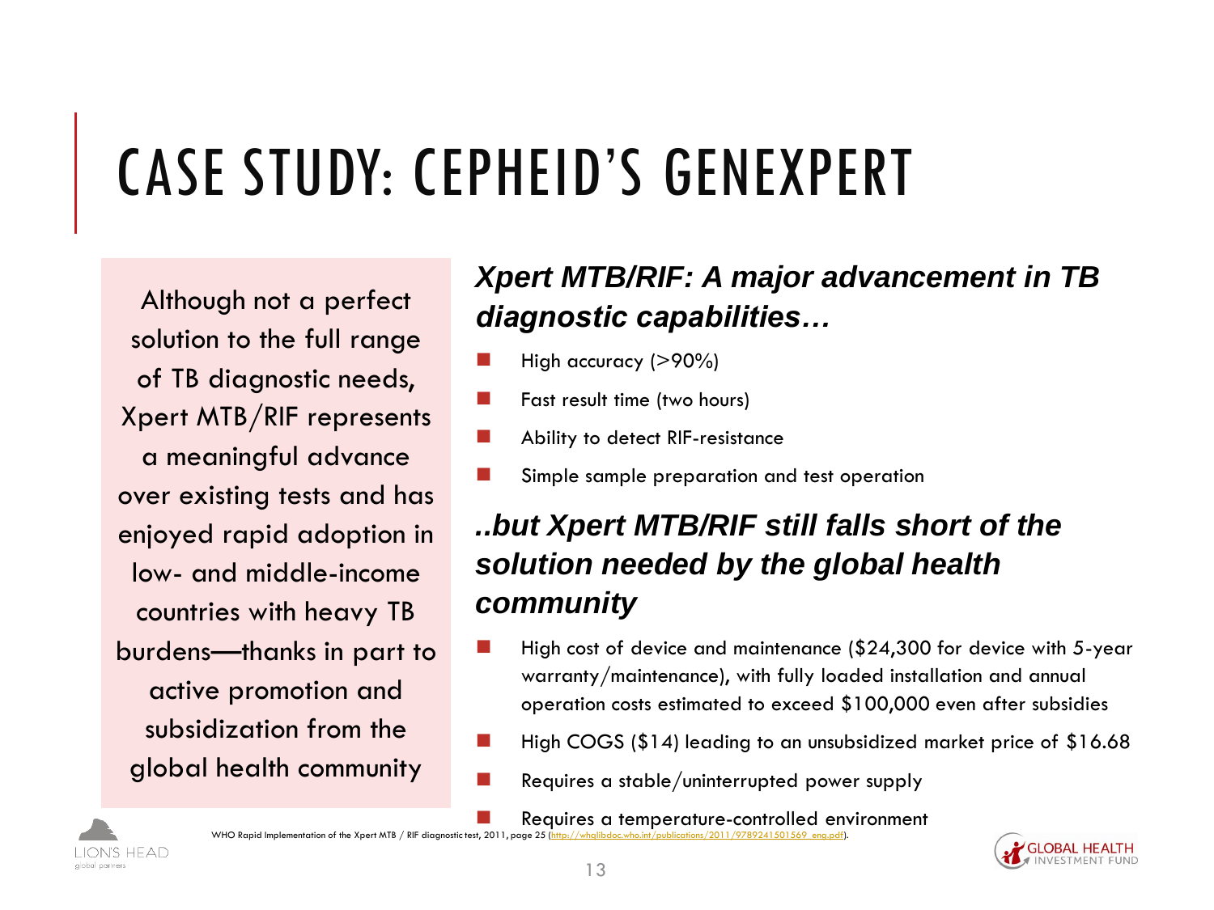# CASE STUDY: CEPHEID'S GENEXPERT

Although not a perfect solution to the full range of TB diagnostic needs, Xpert MTB/RIF represents a meaningful advance over existing tests and has enjoyed rapid adoption in low- and middle-income countries with heavy TB burdens—thanks in part to active promotion and subsidization from the global health community

### *Xpert MTB/RIF: A major advancement in TB diagnostic capabilities…*

- High accuracy (>90%)
- Fast result time (two hours)
- Ability to detect RIF-resistance
- Simple sample preparation and test operation

### *..but Xpert MTB/RIF still falls short of the solution needed by the global health community*

- High cost of device and maintenance ($24,300 for device with 5-year warranty/maintenance), with fully loaded installation and annual operation costs estimated to exceed $100,000 even after subsidies
- High COGS ($14) leading to an unsubsidized market price of $16.68
- Requires a stable/uninterrupted power supply
- Requires a temperature-controlled environment

WHO Rapid Implementation of the Xpert MTB / RIF diagnostic test, 2011, page 25 (http://whqlibdoc.who.int/publications/2011/9789241501569_eng.pdf).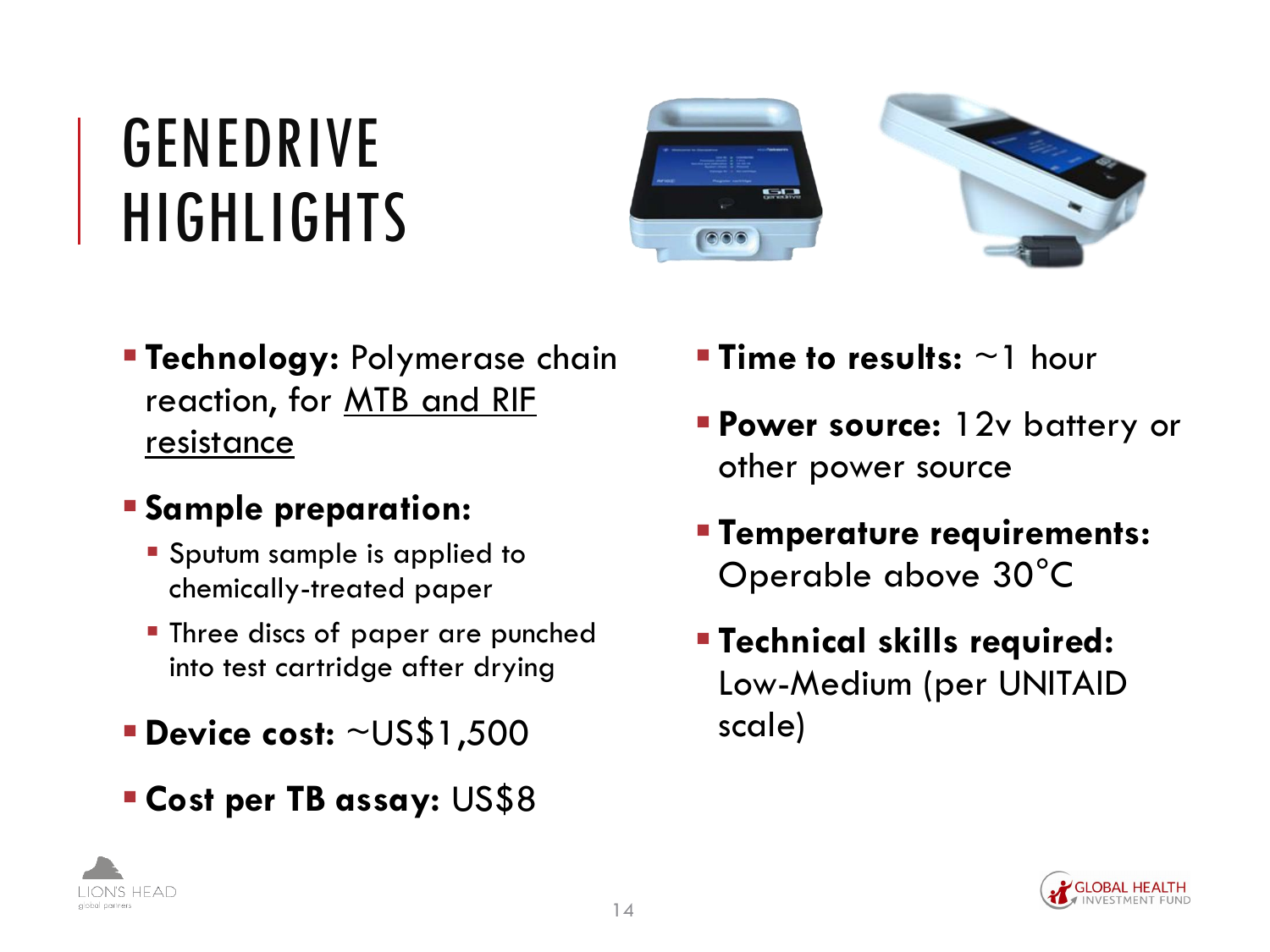# GENEDRIVE HIGHLIGHTS

- **Technology:** Polymerase chain reaction, for MTB and RIF resistance
- **Sample preparation:**
  - Sputum sample is applied to chemically-treated paper
  - Three discs of paper are punched into test cartridge after drying
- **Device cost:** ~US$1,500
- **Cost per TB assay:** US$8
- **Time to results:** ~1 hour
- **Power source:** 12v battery or other power source
- **Temperature requirements:** Operable above 30°C
- **Technical skills required:** Low-Medium (per UNITAID scale)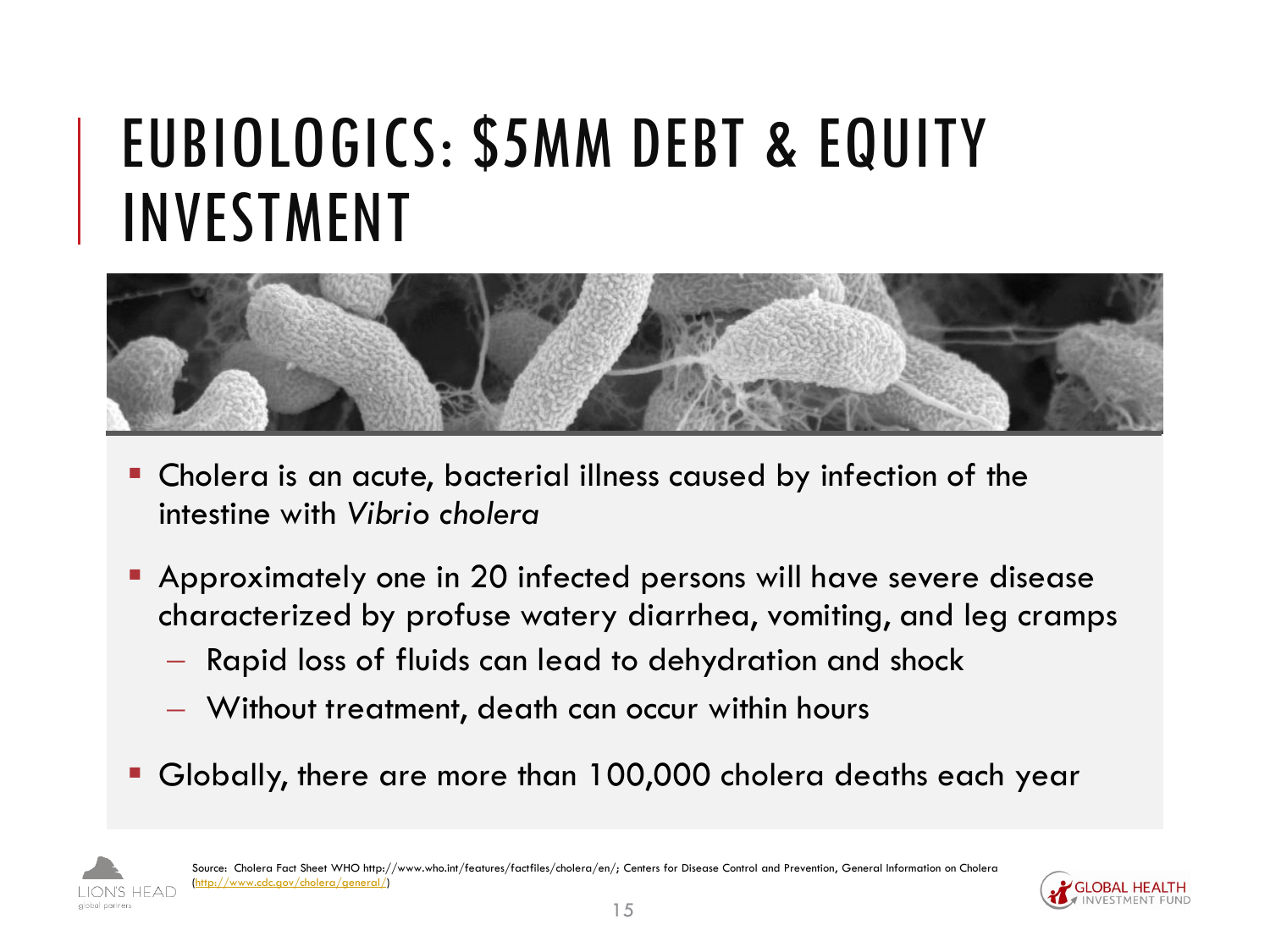# EUBIOLOGICS: $5MM DEBT & EQUITY INVESTMENT

- Cholera is an acute, bacterial illness caused by infection of the intestine with *Vibrio cholera*
- Approximately one in 20 infected persons will have severe disease characterized by profuse watery diarrhea, vomiting, and leg cramps
  - Rapid loss of fluids can lead to dehydration and shock
  - Without treatment, death can occur within hours
- Globally, there are more than 100,000 cholera deaths each year

Source: Cholera Fact Sheet WHO http://www.who.int/features/factfiles/cholera/en/; Centers for Disease Control and Prevention, General Information on Cholera (http://www.cdc.gov/cholera/general/)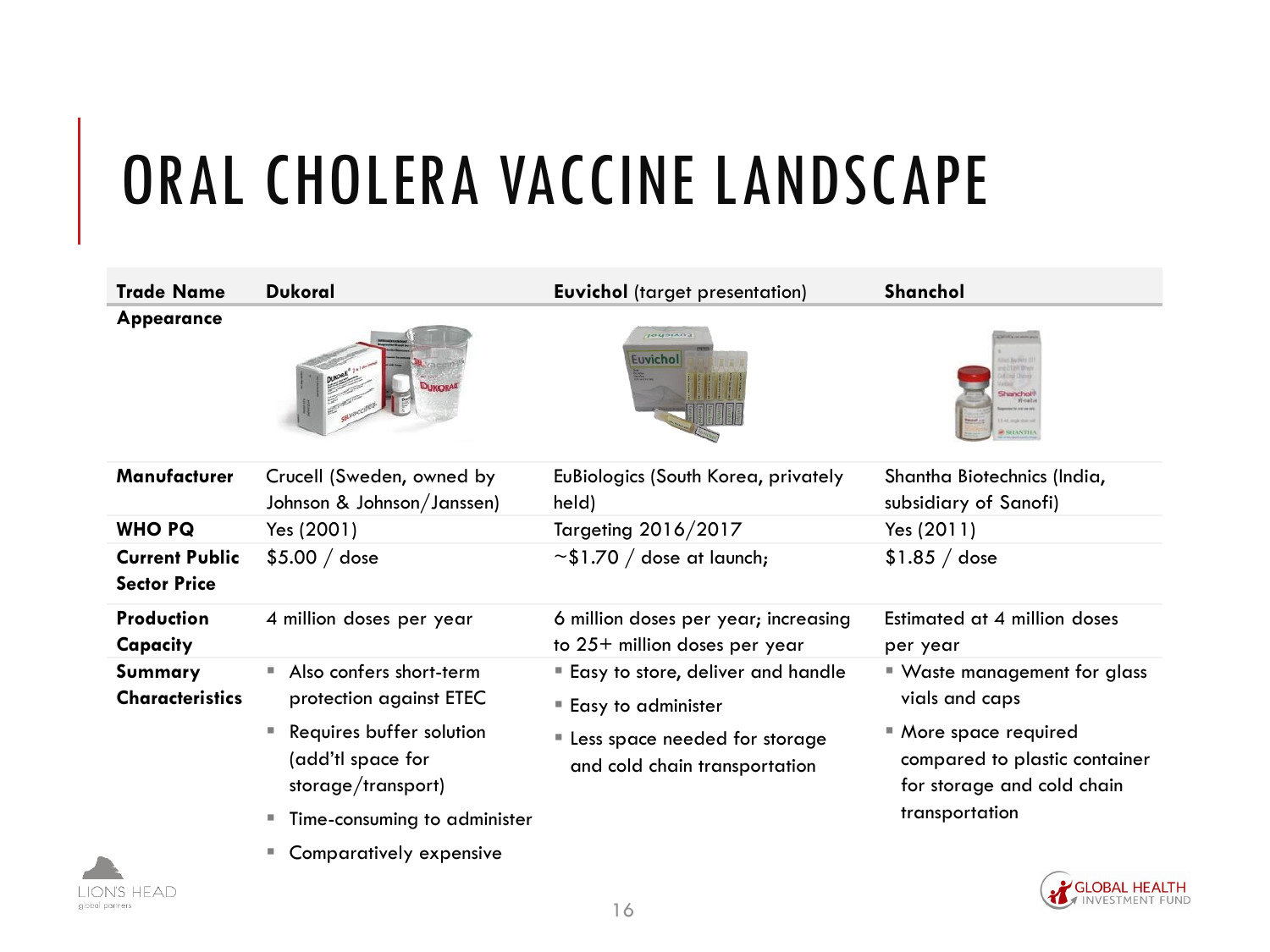# ORAL CHOLERA VACCINE LANDSCAPE

| **Trade Name** | **Dukoral** | **Euvichol** (target presentation) | **Shanchol** |
|---|---|---|---|
| **Appearance** | | | |
| **Manufacturer** | Crucell (Sweden, owned by Johnson & Johnson/Janssen) | EuBiologics (South Korea, privately held) | Shantha Biotechnics (India, subsidiary of Sanofi) |
| **WHO PQ** | Yes (2001) | Targeting 2016/2017 | Yes (2011) |
| **Current Public Sector Price** | \$5.00 / dose | ~\$1.70 / dose at launch; | \$1.85 / dose |
| **Production Capacity** | 4 million doses per year | 6 million doses per year; increasing to 25+ million doses per year | Estimated at 4 million doses per year |
| **Summary Characteristics** | ▪ Also confers short-term protection against ETEC<br>▪ Requires buffer solution (add'tl space for storage/transport)<br>▪ Time-consuming to administer<br>▪ Comparatively expensive | ▪ Easy to store, deliver and handle<br>▪ Easy to administer<br>▪ Less space needed for storage and cold chain transportation | ▪ Waste management for glass vials and caps<br>▪ More space required compared to plastic container for storage and cold chain transportation |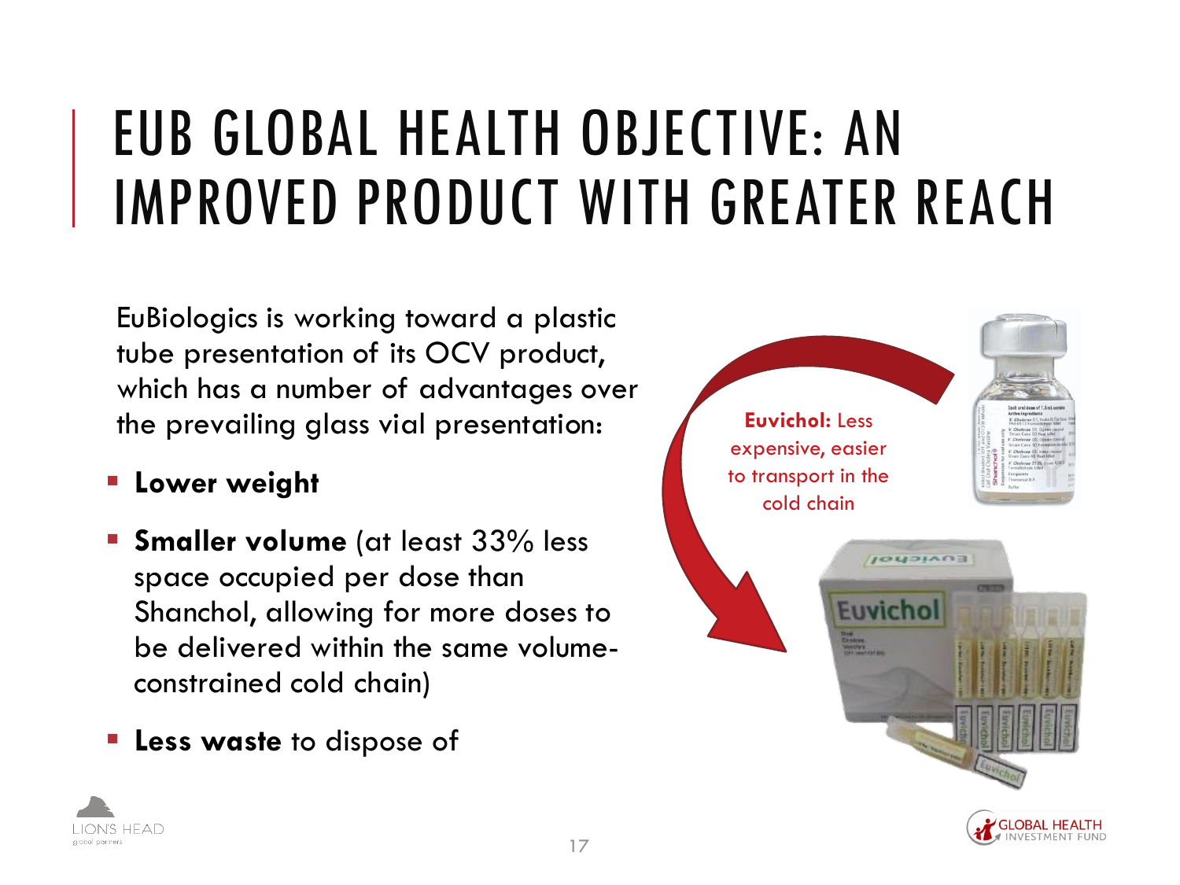# EUB GLOBAL HEALTH OBJECTIVE: AN IMPROVED PRODUCT WITH GREATER REACH

EuBiologics is working toward a plastic tube presentation of its OCV product, which has a number of advantages over the prevailing glass vial presentation:

- **Lower weight**
- **Smaller volume** (at least 33% less space occupied per dose than Shanchol, allowing for more doses to be delivered within the same volume-constrained cold chain)
- **Less waste** to dispose of

**Euvichol:** Less expensive, easier to transport in the cold chain